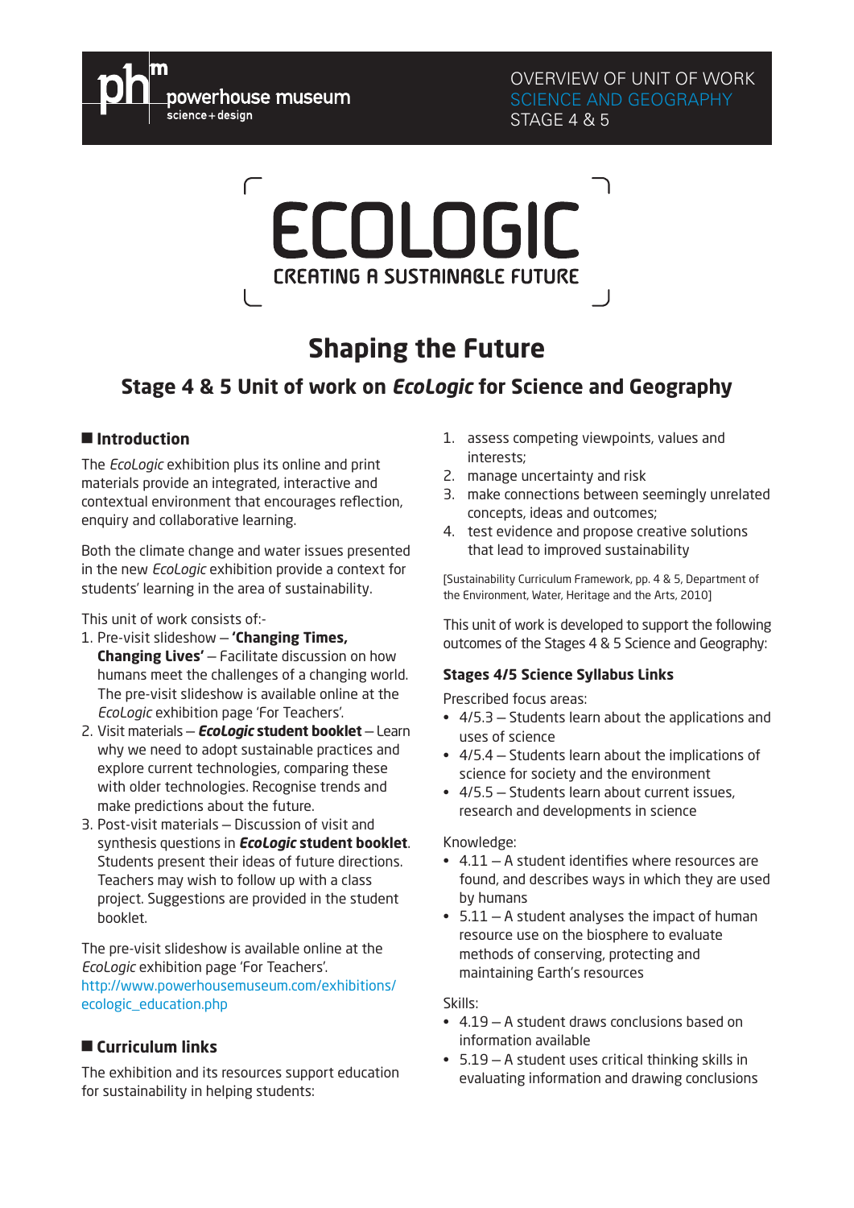powerhouse museum
science + design

OVERVIEW OF UNIT OF WORK
SCIENCE AND GEOGRAPHY
STAGE 4 & 5

# ECOLOGIC

CREATING A SUSTAINABLE FUTURE

# Shaping the Future

## Stage 4 & 5 Unit of work on *EcoLogic* for Science and Geography

### Introduction

The *EcoLogic* exhibition plus its online and print materials provide an integrated, interactive and contextual environment that encourages reflection, enquiry and collaborative learning.

Both the climate change and water issues presented in the new *EcoLogic* exhibition provide a context for students' learning in the area of sustainability.

This unit of work consists of:-

1. Pre-visit slideshow – **'Changing Times, Changing Lives'** – Facilitate discussion on how humans meet the challenges of a changing world. The pre-visit slideshow is available online at the *EcoLogic* exhibition page 'For Teachers'.
2. Visit materials – ***EcoLogic* student booklet** – Learn why we need to adopt sustainable practices and explore current technologies, comparing these with older technologies. Recognise trends and make predictions about the future.
3. Post-visit materials – Discussion of visit and synthesis questions in ***EcoLogic* student booklet**. Students present their ideas of future directions. Teachers may wish to follow up with a class project. Suggestions are provided in the student booklet.

The pre-visit slideshow is available online at the *EcoLogic* exhibition page 'For Teachers'.
http://www.powerhousemuseum.com/exhibitions/ecologic_education.php

### Curriculum links

The exhibition and its resources support education for sustainability in helping students:

1. assess competing viewpoints, values and interests;
2. manage uncertainty and risk
3. make connections between seemingly unrelated concepts, ideas and outcomes;
4. test evidence and propose creative solutions that lead to improved sustainability

[Sustainability Curriculum Framework, pp. 4 & 5, Department of the Environment, Water, Heritage and the Arts, 2010]

This unit of work is developed to support the following outcomes of the Stages 4 & 5 Science and Geography:

#### Stages 4/5 Science Syllabus Links

Prescribed focus areas:

- 4/5.3 – Students learn about the applications and uses of science
- 4/5.4 – Students learn about the implications of science for society and the environment
- 4/5.5 – Students learn about current issues, research and developments in science

Knowledge:

- 4.11 – A student identifies where resources are found, and describes ways in which they are used by humans
- 5.11 – A student analyses the impact of human resource use on the biosphere to evaluate methods of conserving, protecting and maintaining Earth's resources

Skills:

- 4.19 – A student draws conclusions based on information available
- 5.19 – A student uses critical thinking skills in evaluating information and drawing conclusions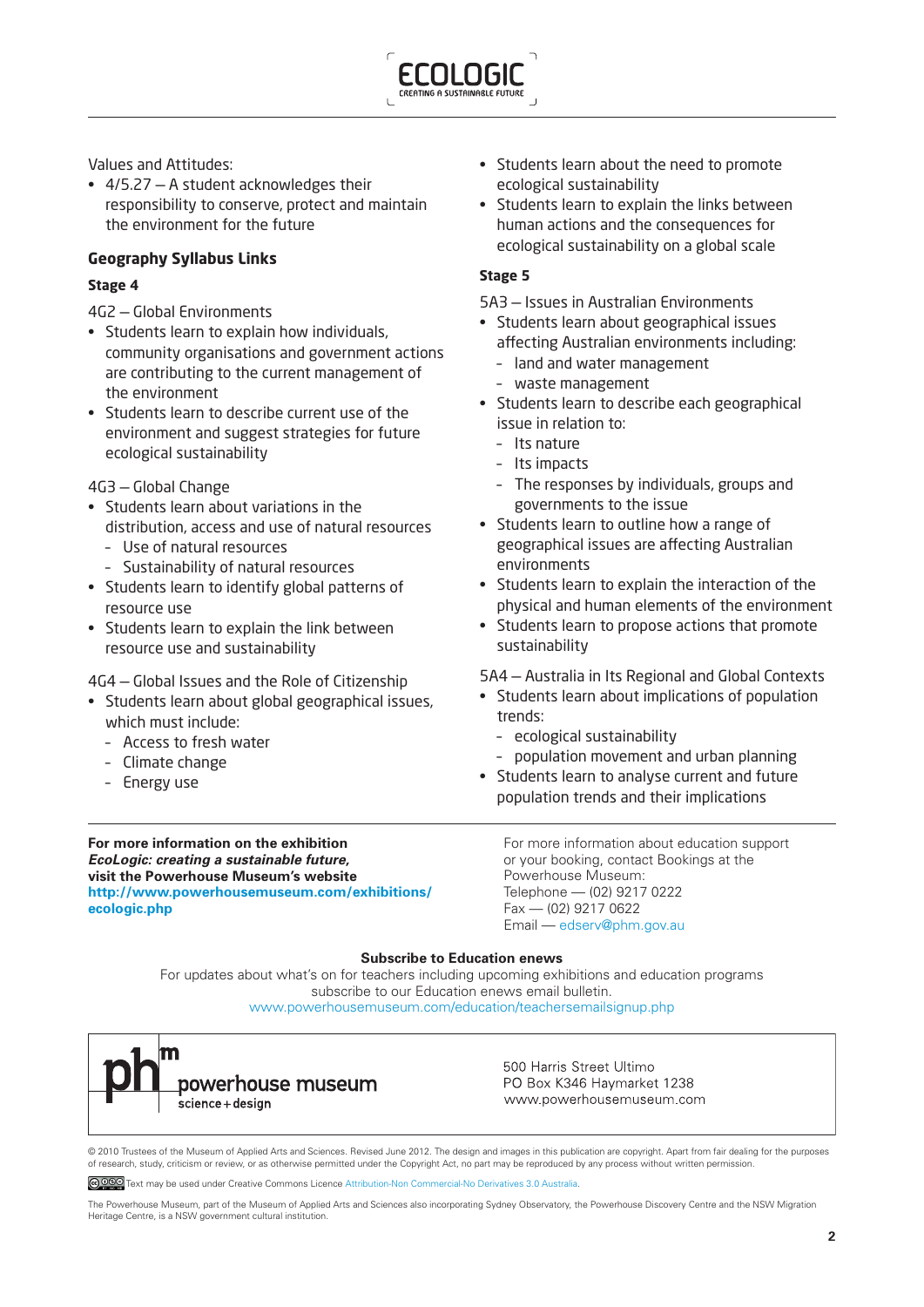Values and Attitudes:

- 4/5.27 – A student acknowledges their responsibility to conserve, protect and maintain the environment for the future

### Geography Syllabus Links

#### Stage 4

4G2 – Global Environments

- Students learn to explain how individuals, community organisations and government actions are contributing to the current management of the environment
- Students learn to describe current use of the environment and suggest strategies for future ecological sustainability

4G3 – Global Change

- Students learn about variations in the distribution, access and use of natural resources
  - Use of natural resources
  - Sustainability of natural resources
- Students learn to identify global patterns of resource use
- Students learn to explain the link between resource use and sustainability

4G4 – Global Issues and the Role of Citizenship

- Students learn about global geographical issues, which must include:
  - Access to fresh water
  - Climate change
  - Energy use
- Students learn about the need to promote ecological sustainability
- Students learn to explain the links between human actions and the consequences for ecological sustainability on a global scale

#### Stage 5

5A3 – Issues in Australian Environments

- Students learn about geographical issues affecting Australian environments including:
  - land and water management
  - waste management
- Students learn to describe each geographical issue in relation to:
  - Its nature
  - Its impacts
  - The responses by individuals, groups and governments to the issue
- Students learn to outline how a range of geographical issues are affecting Australian environments
- Students learn to explain the interaction of the physical and human elements of the environment
- Students learn to propose actions that promote sustainability

5A4 – Australia in Its Regional and Global Contexts

- Students learn about implications of population trends:
  - ecological sustainability
  - population movement and urban planning
- Students learn to analyse current and future population trends and their implications

---

**For more information on the exhibition *EcoLogic: creating a sustainable future,* visit the Powerhouse Museum's website**
**http://www.powerhousemuseum.com/exhibitions/ecologic.php**

For more information about education support or your booking, contact Bookings at the Powerhouse Museum:
Telephone — (02) 9217 0222
Fax — (02) 9217 0622
Email — edserv@phm.gov.au

**Subscribe to Education enews**

For updates about what's on for teachers including upcoming exhibitions and education programs subscribe to our Education enews email bulletin.
www.powerhousemuseum.com/education/teachersemailsignup.php

phm powerhouse museum science + design

500 Harris Street Ultimo
PO Box K346 Haymarket 1238
www.powerhousemuseum.com

© 2010 Trustees of the Museum of Applied Arts and Sciences. Revised June 2012. The design and images in this publication are copyright. Apart from fair dealing for the purposes of research, study, criticism or review, or as otherwise permitted under the Copyright Act, no part may be reproduced by any process without written permission.

Text may be used under Creative Commons Licence Attribution-Non Commercial-No Derivatives 3.0 Australia.

The Powerhouse Museum, part of the Museum of Applied Arts and Sciences also incorporating Sydney Observatory, the Powerhouse Discovery Centre and the NSW Migration Heritage Centre, is a NSW government cultural institution.